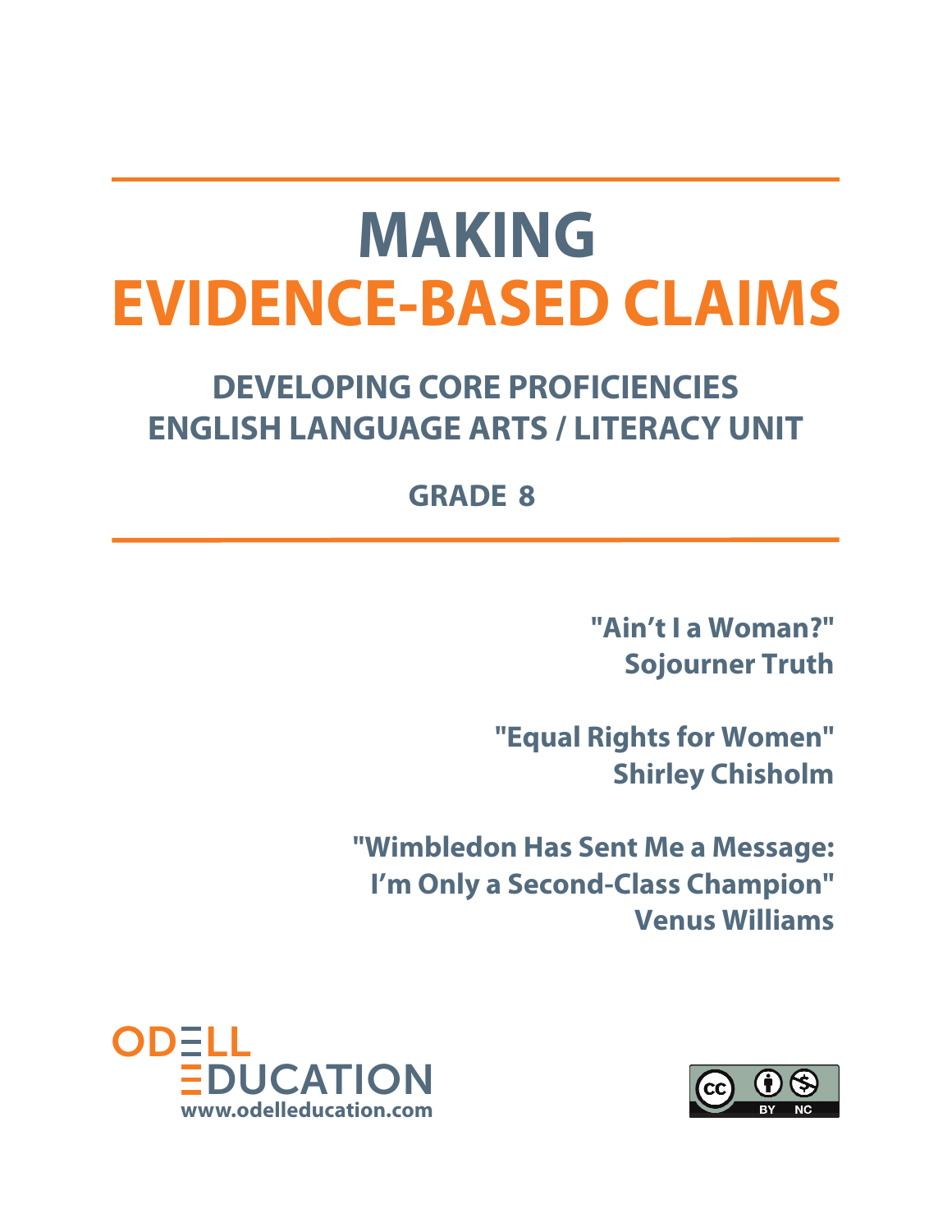# MAKING EVIDENCE-BASED CLAIMS

## DEVELOPING CORE PROFICIENCIES
## ENGLISH LANGUAGE ARTS / LITERACY UNIT

### GRADE 8

**"Ain't I a Woman?"**
**Sojourner Truth**

**"Equal Rights for Women"**
**Shirley Chisholm**

**"Wimbledon Has Sent Me a Message: I'm Only a Second-Class Champion"**
**Venus Williams**

ODELL EDUCATION
www.odelleducation.com

CC BY NC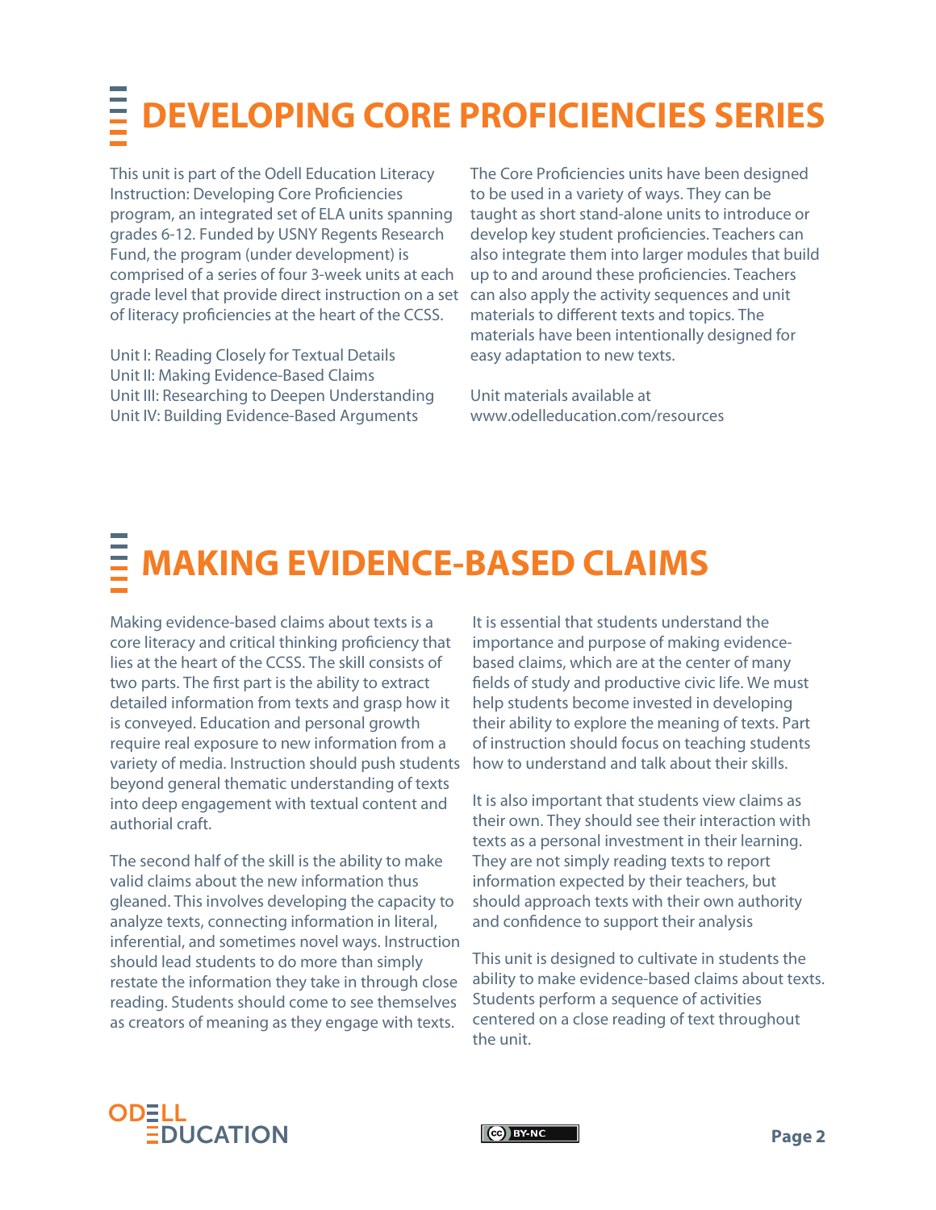# DEVELOPING CORE PROFICIENCIES SERIES

This unit is part of the Odell Education Literacy Instruction: Developing Core Proficiencies program, an integrated set of ELA units spanning grades 6-12. Funded by USNY Regents Research Fund, the program (under development) is comprised of a series of four 3-week units at each grade level that provide direct instruction on a set of literacy proficiencies at the heart of the CCSS.

Unit I: Reading Closely for Textual Details
Unit II: Making Evidence-Based Claims
Unit III: Researching to Deepen Understanding
Unit IV: Building Evidence-Based Arguments

The Core Proficiencies units have been designed to be used in a variety of ways. They can be taught as short stand-alone units to introduce or develop key student proficiencies. Teachers can also integrate them into larger modules that build up to and around these proficiencies. Teachers can also apply the activity sequences and unit materials to different texts and topics. The materials have been intentionally designed for easy adaptation to new texts.

Unit materials available at www.odelleducation.com/resources

# MAKING EVIDENCE-BASED CLAIMS

Making evidence-based claims about texts is a core literacy and critical thinking proficiency that lies at the heart of the CCSS. The skill consists of two parts. The first part is the ability to extract detailed information from texts and grasp how it is conveyed. Education and personal growth require real exposure to new information from a variety of media. Instruction should push students beyond general thematic understanding of texts into deep engagement with textual content and authorial craft.

The second half of the skill is the ability to make valid claims about the new information thus gleaned. This involves developing the capacity to analyze texts, connecting information in literal, inferential, and sometimes novel ways. Instruction should lead students to do more than simply restate the information they take in through close reading. Students should come to see themselves as creators of meaning as they engage with texts.

It is essential that students understand the importance and purpose of making evidence-based claims, which are at the center of many fields of study and productive civic life. We must help students become invested in developing their ability to explore the meaning of texts. Part of instruction should focus on teaching students how to understand and talk about their skills.

It is also important that students view claims as their own. They should see their interaction with texts as a personal investment in their learning. They are not simply reading texts to report information expected by their teachers, but should approach texts with their own authority and confidence to support their analysis

This unit is designed to cultivate in students the ability to make evidence-based claims about texts. Students perform a sequence of activities centered on a close reading of text throughout the unit.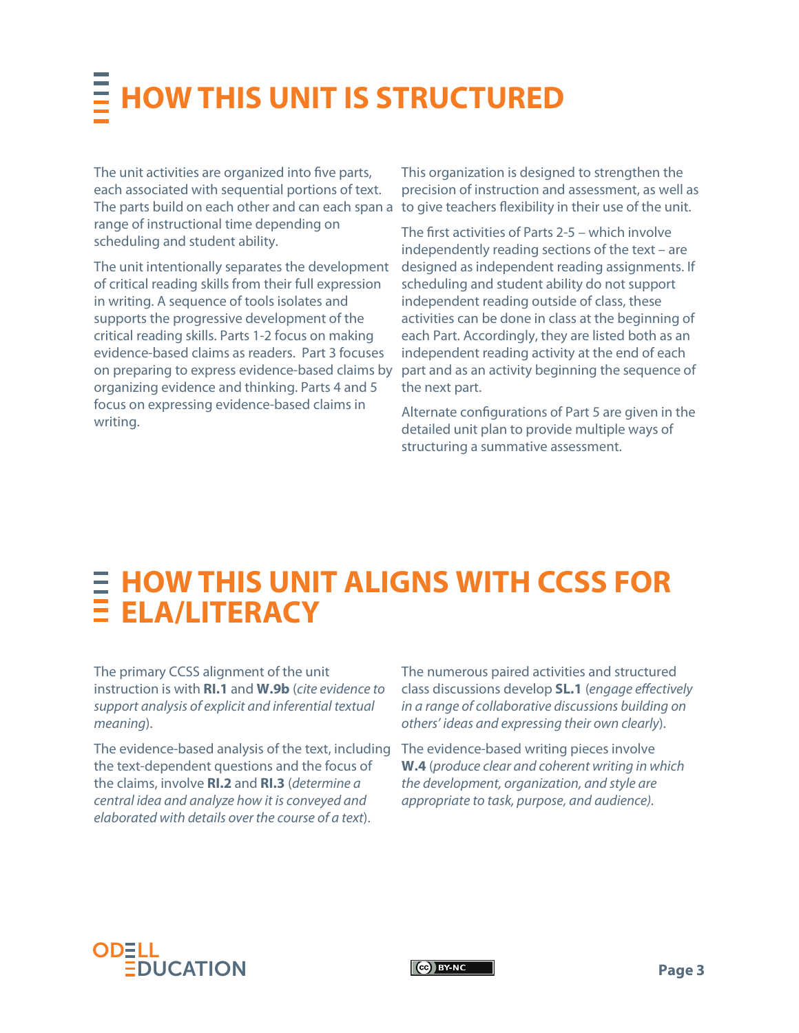# HOW THIS UNIT IS STRUCTURED

The unit activities are organized into five parts, each associated with sequential portions of text. The parts build on each other and can each span a range of instructional time depending on scheduling and student ability.

The unit intentionally separates the development of critical reading skills from their full expression in writing. A sequence of tools isolates and supports the progressive development of the critical reading skills. Parts 1-2 focus on making evidence-based claims as readers. Part 3 focuses on preparing to express evidence-based claims by organizing evidence and thinking. Parts 4 and 5 focus on expressing evidence-based claims in writing.

This organization is designed to strengthen the precision of instruction and assessment, as well as to give teachers flexibility in their use of the unit.

The first activities of Parts 2-5 – which involve independently reading sections of the text – are designed as independent reading assignments. If scheduling and student ability do not support independent reading outside of class, these activities can be done in class at the beginning of each Part. Accordingly, they are listed both as an independent reading activity at the end of each part and as an activity beginning the sequence of the next part.

Alternate configurations of Part 5 are given in the detailed unit plan to provide multiple ways of structuring a summative assessment.

# HOW THIS UNIT ALIGNS WITH CCSS FOR ELA/LITERACY

The primary CCSS alignment of the unit instruction is with **RI.1** and **W.9b** (*cite evidence to support analysis of explicit and inferential textual meaning*).

The evidence-based analysis of the text, including the text-dependent questions and the focus of the claims, involve **RI.2** and **RI.3** (*determine a central idea and analyze how it is conveyed and elaborated with details over the course of a text*).

The numerous paired activities and structured class discussions develop **SL.1** (*engage effectively in a range of collaborative discussions building on others' ideas and expressing their own clearly*).

The evidence-based writing pieces involve **W.4** (*produce clear and coherent writing in which the development, organization, and style are appropriate to task, purpose, and audience).*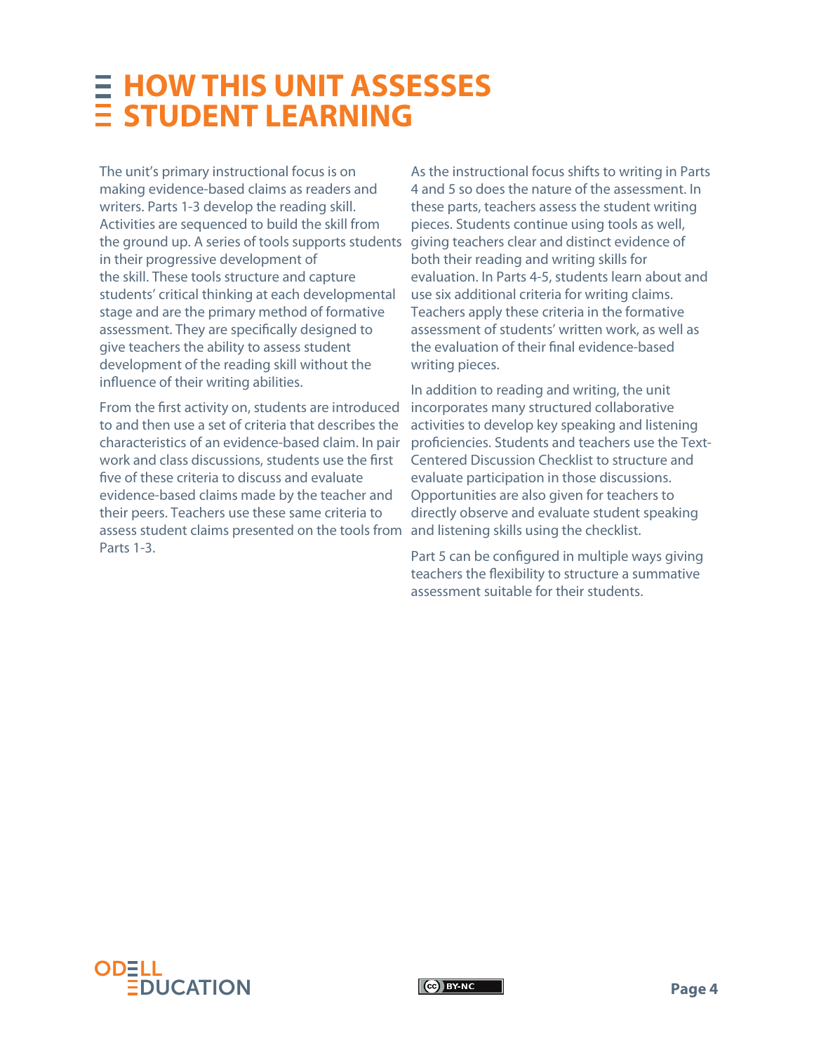# HOW THIS UNIT ASSESSES STUDENT LEARNING

The unit's primary instructional focus is on making evidence-based claims as readers and writers. Parts 1-3 develop the reading skill. Activities are sequenced to build the skill from the ground up. A series of tools supports students in their progressive development of the skill. These tools structure and capture students' critical thinking at each developmental stage and are the primary method of formative assessment. They are specifically designed to give teachers the ability to assess student development of the reading skill without the influence of their writing abilities.

From the first activity on, students are introduced to and then use a set of criteria that describes the characteristics of an evidence-based claim. In pair work and class discussions, students use the first five of these criteria to discuss and evaluate evidence-based claims made by the teacher and their peers. Teachers use these same criteria to assess student claims presented on the tools from Parts 1-3.

As the instructional focus shifts to writing in Parts 4 and 5 so does the nature of the assessment. In these parts, teachers assess the student writing pieces. Students continue using tools as well, giving teachers clear and distinct evidence of both their reading and writing skills for evaluation. In Parts 4-5, students learn about and use six additional criteria for writing claims. Teachers apply these criteria in the formative assessment of students' written work, as well as the evaluation of their final evidence-based writing pieces.

In addition to reading and writing, the unit incorporates many structured collaborative activities to develop key speaking and listening proficiencies. Students and teachers use the Text-Centered Discussion Checklist to structure and evaluate participation in those discussions. Opportunities are also given for teachers to directly observe and evaluate student speaking and listening skills using the checklist.

Part 5 can be configured in multiple ways giving teachers the flexibility to structure a summative assessment suitable for their students.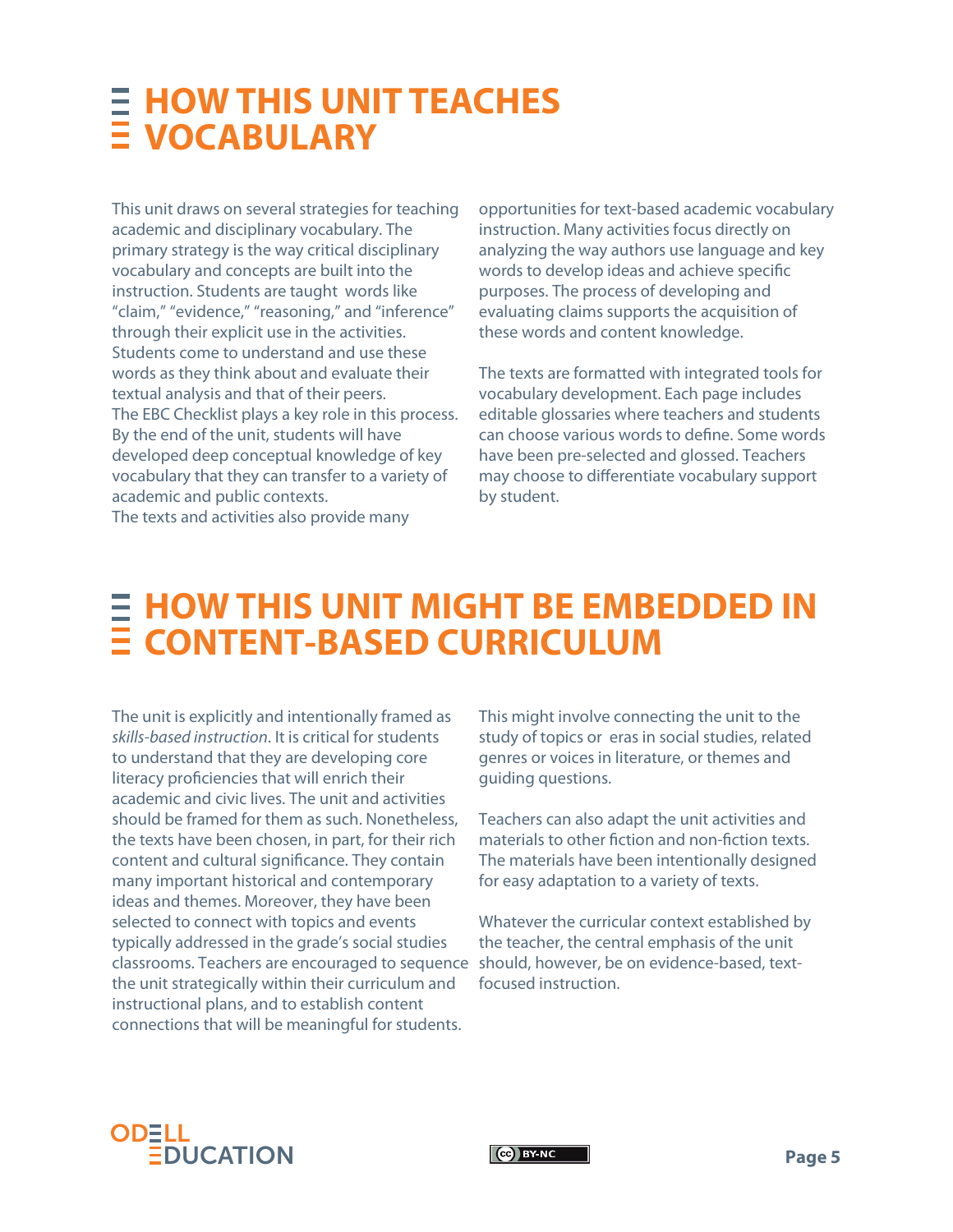# HOW THIS UNIT TEACHES VOCABULARY

This unit draws on several strategies for teaching academic and disciplinary vocabulary. The primary strategy is the way critical disciplinary vocabulary and concepts are built into the instruction. Students are taught words like "claim," "evidence," "reasoning," and "inference" through their explicit use in the activities. Students come to understand and use these words as they think about and evaluate their textual analysis and that of their peers. The EBC Checklist plays a key role in this process. By the end of the unit, students will have developed deep conceptual knowledge of key vocabulary that they can transfer to a variety of academic and public contexts.

The texts and activities also provide many opportunities for text-based academic vocabulary instruction. Many activities focus directly on analyzing the way authors use language and key words to develop ideas and achieve specific purposes. The process of developing and evaluating claims supports the acquisition of these words and content knowledge.

The texts are formatted with integrated tools for vocabulary development. Each page includes editable glossaries where teachers and students can choose various words to define. Some words have been pre-selected and glossed. Teachers may choose to differentiate vocabulary support by student.

# HOW THIS UNIT MIGHT BE EMBEDDED IN CONTENT-BASED CURRICULUM

The unit is explicitly and intentionally framed as *skills-based instruction*. It is critical for students to understand that they are developing core literacy proficiencies that will enrich their academic and civic lives. The unit and activities should be framed for them as such. Nonetheless, the texts have been chosen, in part, for their rich content and cultural significance. They contain many important historical and contemporary ideas and themes. Moreover, they have been selected to connect with topics and events typically addressed in the grade's social studies classrooms. Teachers are encouraged to sequence the unit strategically within their curriculum and instructional plans, and to establish content connections that will be meaningful for students. This might involve connecting the unit to the study of topics or eras in social studies, related genres or voices in literature, or themes and guiding questions.

Teachers can also adapt the unit activities and materials to other fiction and non-fiction texts. The materials have been intentionally designed for easy adaptation to a variety of texts.

Whatever the curricular context established by the teacher, the central emphasis of the unit should, however, be on evidence-based, text-focused instruction.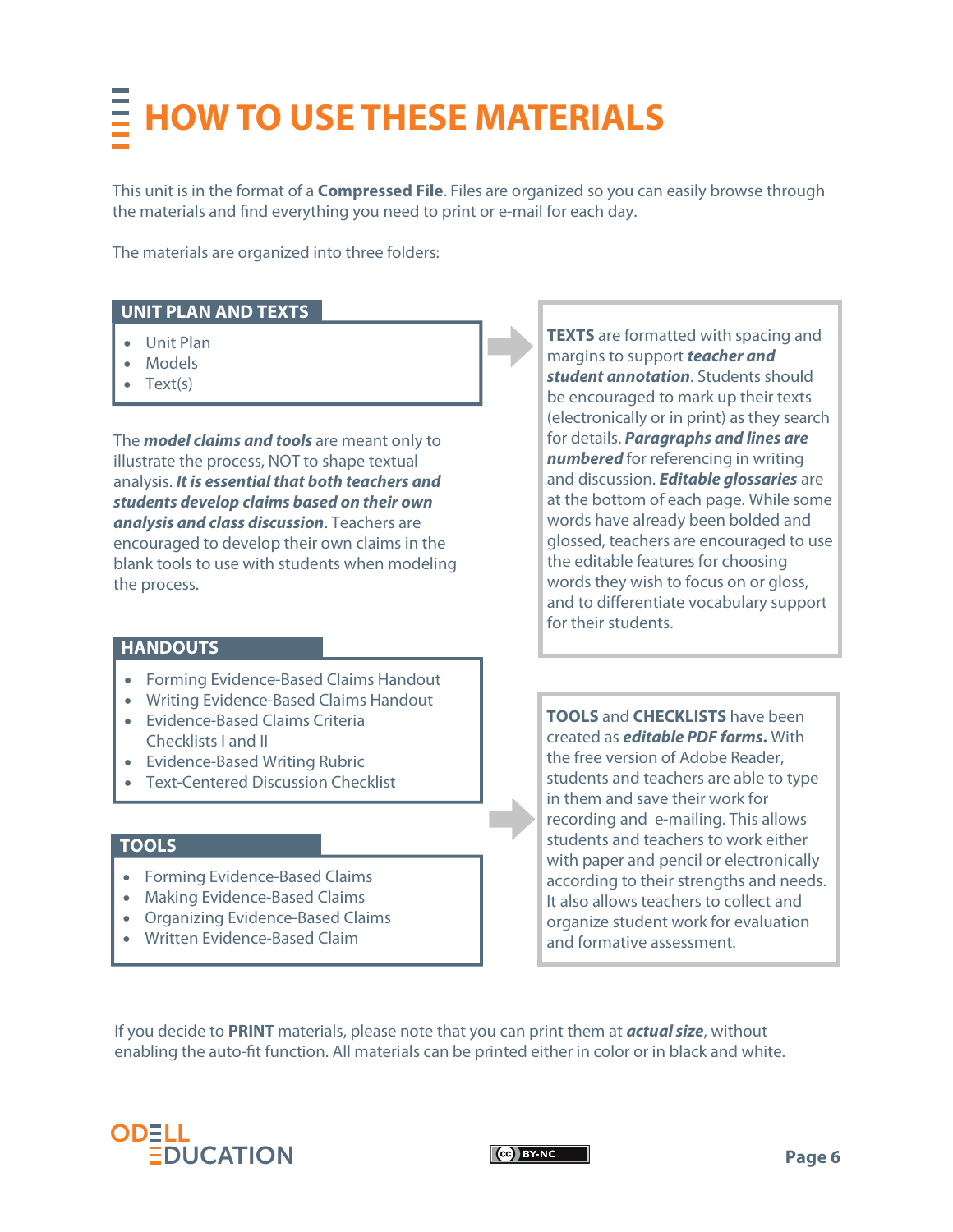# HOW TO USE THESE MATERIALS

This unit is in the format of a **Compressed File**. Files are organized so you can easily browse through the materials and find everything you need to print or e-mail for each day.

The materials are organized into three folders:

## UNIT PLAN AND TEXTS

- Unit Plan
- Models
- Text(s)

**TEXTS** are formatted with spacing and margins to support ***teacher and student annotation***. Students should be encouraged to mark up their texts (electronically or in print) as they search for details. ***Paragraphs and lines are numbered*** for referencing in writing and discussion. ***Editable glossaries*** are at the bottom of each page. While some words have already been bolded and glossed, teachers are encouraged to use the editable features for choosing words they wish to focus on or gloss, and to differentiate vocabulary support for their students.

The ***model claims and tools*** are meant only to illustrate the process, NOT to shape textual analysis. ***It is essential that both teachers and students develop claims based on their own analysis and class discussion***. Teachers are encouraged to develop their own claims in the blank tools to use with students when modeling the process.

## HANDOUTS

- Forming Evidence-Based Claims Handout
- Writing Evidence-Based Claims Handout
- Evidence-Based Claims Criteria Checklists I and II
- Evidence-Based Writing Rubric
- Text-Centered Discussion Checklist

## TOOLS

- Forming Evidence-Based Claims
- Making Evidence-Based Claims
- Organizing Evidence-Based Claims
- Written Evidence-Based Claim

**TOOLS** and **CHECKLISTS** have been created as ***editable PDF forms.*** With the free version of Adobe Reader, students and teachers are able to type in them and save their work for recording and e-mailing. This allows students and teachers to work either with paper and pencil or electronically according to their strengths and needs. It also allows teachers to collect and organize student work for evaluation and formative assessment.

If you decide to **PRINT** materials, please note that you can print them at ***actual size***, without enabling the auto-fit function. All materials can be printed either in color or in black and white.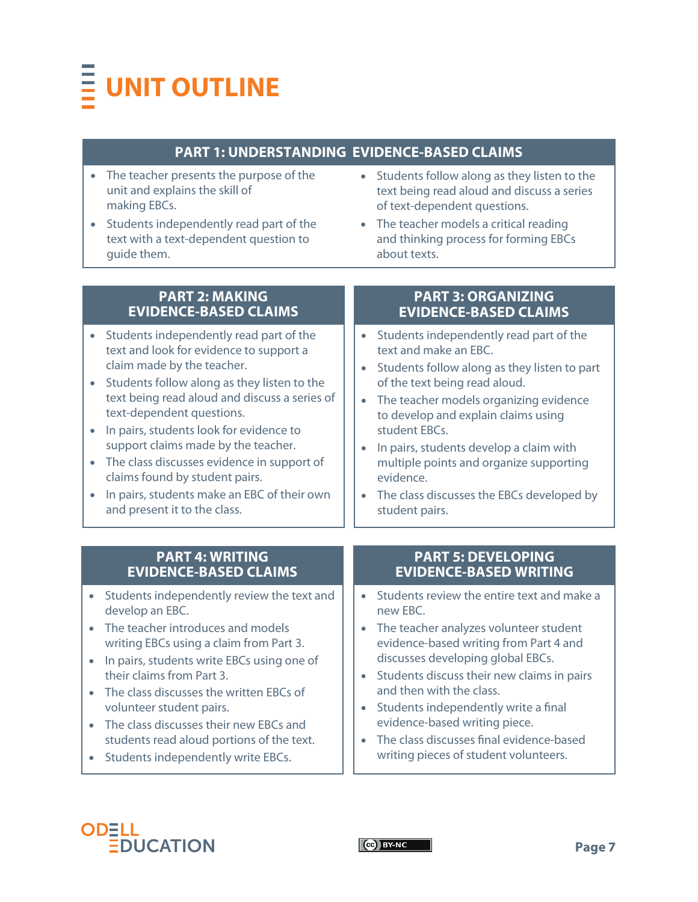# UNIT OUTLINE

## PART 1: UNDERSTANDING EVIDENCE-BASED CLAIMS

- The teacher presents the purpose of the unit and explains the skill of making EBCs.
- Students independently read part of the text with a text-dependent question to guide them.
- Students follow along as they listen to the text being read aloud and discuss a series of text-dependent questions.
- The teacher models a critical reading and thinking process for forming EBCs about texts.

## PART 2: MAKING EVIDENCE-BASED CLAIMS

- Students independently read part of the text and look for evidence to support a claim made by the teacher.
- Students follow along as they listen to the text being read aloud and discuss a series of text-dependent questions.
- In pairs, students look for evidence to support claims made by the teacher.
- The class discusses evidence in support of claims found by student pairs.
- In pairs, students make an EBC of their own and present it to the class.

## PART 3: ORGANIZING EVIDENCE-BASED CLAIMS

- Students independently read part of the text and make an EBC.
- Students follow along as they listen to part of the text being read aloud.
- The teacher models organizing evidence to develop and explain claims using student EBCs.
- In pairs, students develop a claim with multiple points and organize supporting evidence.
- The class discusses the EBCs developed by student pairs.

## PART 4: WRITING EVIDENCE-BASED CLAIMS

- Students independently review the text and develop an EBC.
- The teacher introduces and models writing EBCs using a claim from Part 3.
- In pairs, students write EBCs using one of their claims from Part 3.
- The class discusses the written EBCs of volunteer student pairs.
- The class discusses their new EBCs and students read aloud portions of the text.
- Students independently write EBCs.

## PART 5: DEVELOPING EVIDENCE-BASED WRITING

- Students review the entire text and make a new EBC.
- The teacher analyzes volunteer student evidence-based writing from Part 4 and discusses developing global EBCs.
- Students discuss their new claims in pairs and then with the class.
- Students independently write a final evidence-based writing piece.
- The class discusses final evidence-based writing pieces of student volunteers.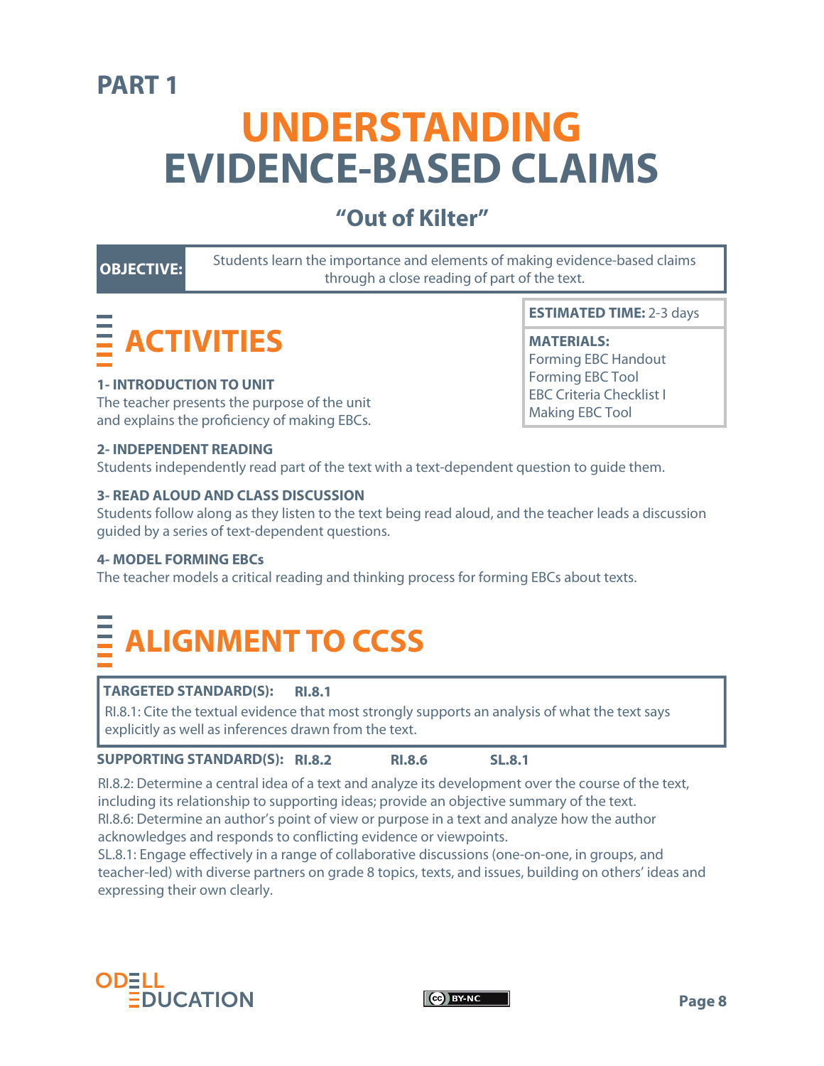## PART 1

# UNDERSTANDING EVIDENCE-BASED CLAIMS

### "Out of Kilter"

| **OBJECTIVE:** | Students learn the importance and elements of making evidence-based claims through a close reading of part of the text. |
|---|---|

**ESTIMATED TIME:** 2-3 days

**MATERIALS:**
Forming EBC Handout
Forming EBC Tool
EBC Criteria Checklist I
Making EBC Tool

## ACTIVITIES

**1- INTRODUCTION TO UNIT**
The teacher presents the purpose of the unit and explains the proficiency of making EBCs.

**2- INDEPENDENT READING**
Students independently read part of the text with a text-dependent question to guide them.

**3- READ ALOUD AND CLASS DISCUSSION**
Students follow along as they listen to the text being read aloud, and the teacher leads a discussion guided by a series of text-dependent questions.

**4- MODEL FORMING EBCs**
The teacher models a critical reading and thinking process for forming EBCs about texts.

## ALIGNMENT TO CCSS

**TARGETED STANDARD(S):** **RI.8.1**

RI.8.1: Cite the textual evidence that most strongly supports an analysis of what the text says explicitly as well as inferences drawn from the text.

**SUPPORTING STANDARD(S):** **RI.8.2** **RI.8.6** **SL.8.1**

RI.8.2: Determine a central idea of a text and analyze its development over the course of the text, including its relationship to supporting ideas; provide an objective summary of the text.
RI.8.6: Determine an author's point of view or purpose in a text and analyze how the author acknowledges and responds to conflicting evidence or viewpoints.
SL.8.1: Engage effectively in a range of collaborative discussions (one-on-one, in groups, and teacher-led) with diverse partners on grade 8 topics, texts, and issues, building on others' ideas and expressing their own clearly.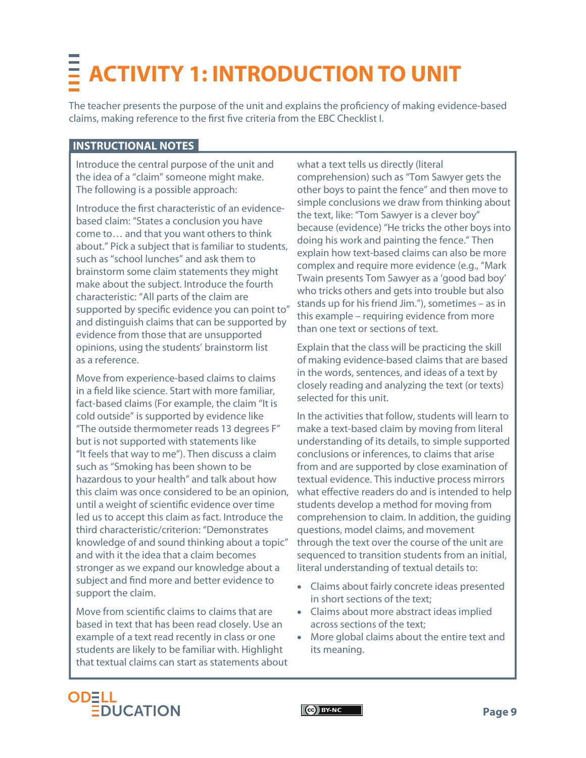# ACTIVITY 1: INTRODUCTION TO UNIT

The teacher presents the purpose of the unit and explains the proficiency of making evidence-based claims, making reference to the first five criteria from the EBC Checklist I.

## INSTRUCTIONAL NOTES

Introduce the central purpose of the unit and the idea of a "claim" someone might make. The following is a possible approach:

Introduce the first characteristic of an evidence-based claim: "States a conclusion you have come to… and that you want others to think about." Pick a subject that is familiar to students, such as "school lunches" and ask them to brainstorm some claim statements they might make about the subject. Introduce the fourth characteristic: "All parts of the claim are supported by specific evidence you can point to" and distinguish claims that can be supported by evidence from those that are unsupported opinions, using the students' brainstorm list as a reference.

Move from experience-based claims to claims in a field like science. Start with more familiar, fact-based claims (For example, the claim "It is cold outside" is supported by evidence like "The outside thermometer reads 13 degrees F" but is not supported with statements like "It feels that way to me"). Then discuss a claim such as "Smoking has been shown to be hazardous to your health" and talk about how this claim was once considered to be an opinion, until a weight of scientific evidence over time led us to accept this claim as fact. Introduce the third characteristic/criterion: "Demonstrates knowledge of and sound thinking about a topic" and with it the idea that a claim becomes stronger as we expand our knowledge about a subject and find more and better evidence to support the claim.

Move from scientific claims to claims that are based in text that has been read closely. Use an example of a text read recently in class or one students are likely to be familiar with. Highlight that textual claims can start as statements about what a text tells us directly (literal comprehension) such as "Tom Sawyer gets the other boys to paint the fence" and then move to simple conclusions we draw from thinking about the text, like: "Tom Sawyer is a clever boy" because (evidence) "He tricks the other boys into doing his work and painting the fence." Then explain how text-based claims can also be more complex and require more evidence (e.g., "Mark Twain presents Tom Sawyer as a 'good bad boy' who tricks others and gets into trouble but also stands up for his friend Jim."), sometimes – as in this example – requiring evidence from more than one text or sections of text.

Explain that the class will be practicing the skill of making evidence-based claims that are based in the words, sentences, and ideas of a text by closely reading and analyzing the text (or texts) selected for this unit.

In the activities that follow, students will learn to make a text-based claim by moving from literal understanding of its details, to simple supported conclusions or inferences, to claims that arise from and are supported by close examination of textual evidence. This inductive process mirrors what effective readers do and is intended to help students develop a method for moving from comprehension to claim. In addition, the guiding questions, model claims, and movement through the text over the course of the unit are sequenced to transition students from an initial, literal understanding of textual details to:

- Claims about fairly concrete ideas presented in short sections of the text;
- Claims about more abstract ideas implied across sections of the text;
- More global claims about the entire text and its meaning.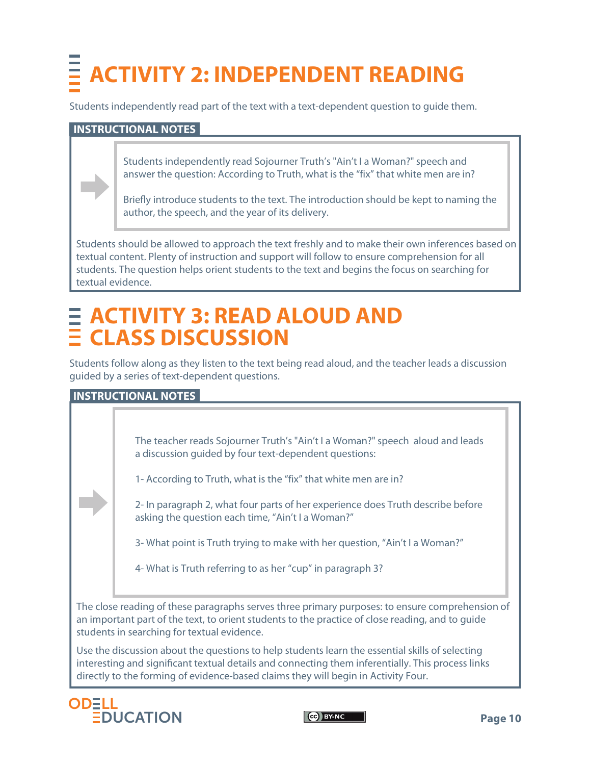# ACTIVITY 2: INDEPENDENT READING

Students independently read part of the text with a text-dependent question to guide them.

**INSTRUCTIONAL NOTES**

Students independently read Sojourner Truth's "Ain't I a Woman?" speech and answer the question: According to Truth, what is the "fix" that white men are in?

Briefly introduce students to the text. The introduction should be kept to naming the author, the speech, and the year of its delivery.

Students should be allowed to approach the text freshly and to make their own inferences based on textual content. Plenty of instruction and support will follow to ensure comprehension for all students. The question helps orient students to the text and begins the focus on searching for textual evidence.

# ACTIVITY 3: READ ALOUD AND CLASS DISCUSSION

Students follow along as they listen to the text being read aloud, and the teacher leads a discussion guided by a series of text-dependent questions.

**INSTRUCTIONAL NOTES**

The teacher reads Sojourner Truth's "Ain't I a Woman?" speech aloud and leads a discussion guided by four text-dependent questions:

1- According to Truth, what is the "fix" that white men are in?

2- In paragraph 2, what four parts of her experience does Truth describe before asking the question each time, "Ain't I a Woman?"

3- What point is Truth trying to make with her question, "Ain't I a Woman?"

4- What is Truth referring to as her "cup" in paragraph 3?

The close reading of these paragraphs serves three primary purposes: to ensure comprehension of an important part of the text, to orient students to the practice of close reading, and to guide students in searching for textual evidence.

Use the discussion about the questions to help students learn the essential skills of selecting interesting and significant textual details and connecting them inferentially. This process links directly to the forming of evidence-based claims they will begin in Activity Four.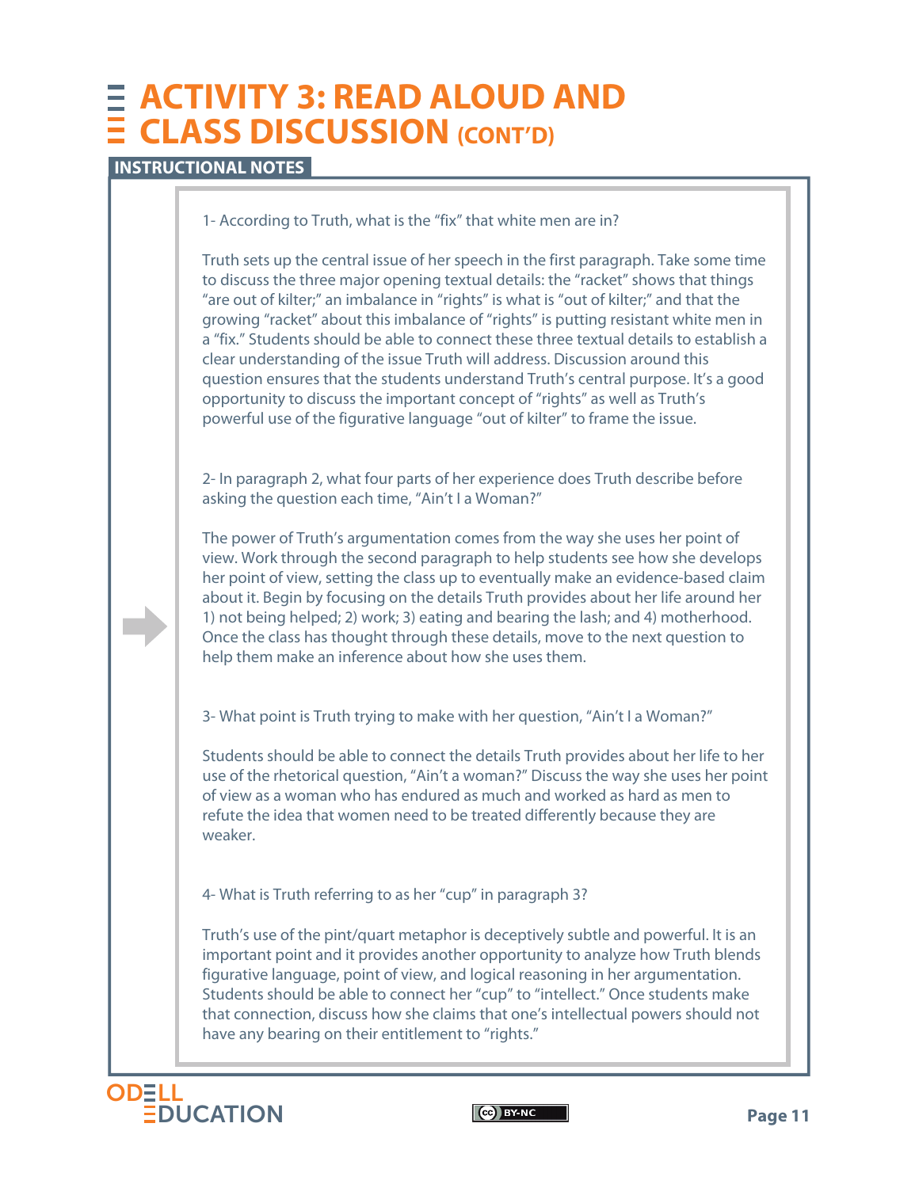# ACTIVITY 3: READ ALOUD AND CLASS DISCUSSION (CONT'D)

## INSTRUCTIONAL NOTES

1- According to Truth, what is the "fix" that white men are in?

Truth sets up the central issue of her speech in the first paragraph. Take some time to discuss the three major opening textual details: the "racket" shows that things "are out of kilter;" an imbalance in "rights" is what is "out of kilter;" and that the growing "racket" about this imbalance of "rights" is putting resistant white men in a "fix." Students should be able to connect these three textual details to establish a clear understanding of the issue Truth will address. Discussion around this question ensures that the students understand Truth's central purpose. It's a good opportunity to discuss the important concept of "rights" as well as Truth's powerful use of the figurative language "out of kilter" to frame the issue.

2- In paragraph 2, what four parts of her experience does Truth describe before asking the question each time, "Ain't I a Woman?"

The power of Truth's argumentation comes from the way she uses her point of view. Work through the second paragraph to help students see how she develops her point of view, setting the class up to eventually make an evidence-based claim about it. Begin by focusing on the details Truth provides about her life around her 1) not being helped; 2) work; 3) eating and bearing the lash; and 4) motherhood. Once the class has thought through these details, move to the next question to help them make an inference about how she uses them.

3- What point is Truth trying to make with her question, "Ain't I a Woman?"

Students should be able to connect the details Truth provides about her life to her use of the rhetorical question, "Ain't a woman?" Discuss the way she uses her point of view as a woman who has endured as much and worked as hard as men to refute the idea that women need to be treated differently because they are weaker.

4- What is Truth referring to as her "cup" in paragraph 3?

Truth's use of the pint/quart metaphor is deceptively subtle and powerful. It is an important point and it provides another opportunity to analyze how Truth blends figurative language, point of view, and logical reasoning in her argumentation. Students should be able to connect her "cup" to "intellect." Once students make that connection, discuss how she claims that one's intellectual powers should not have any bearing on their entitlement to "rights."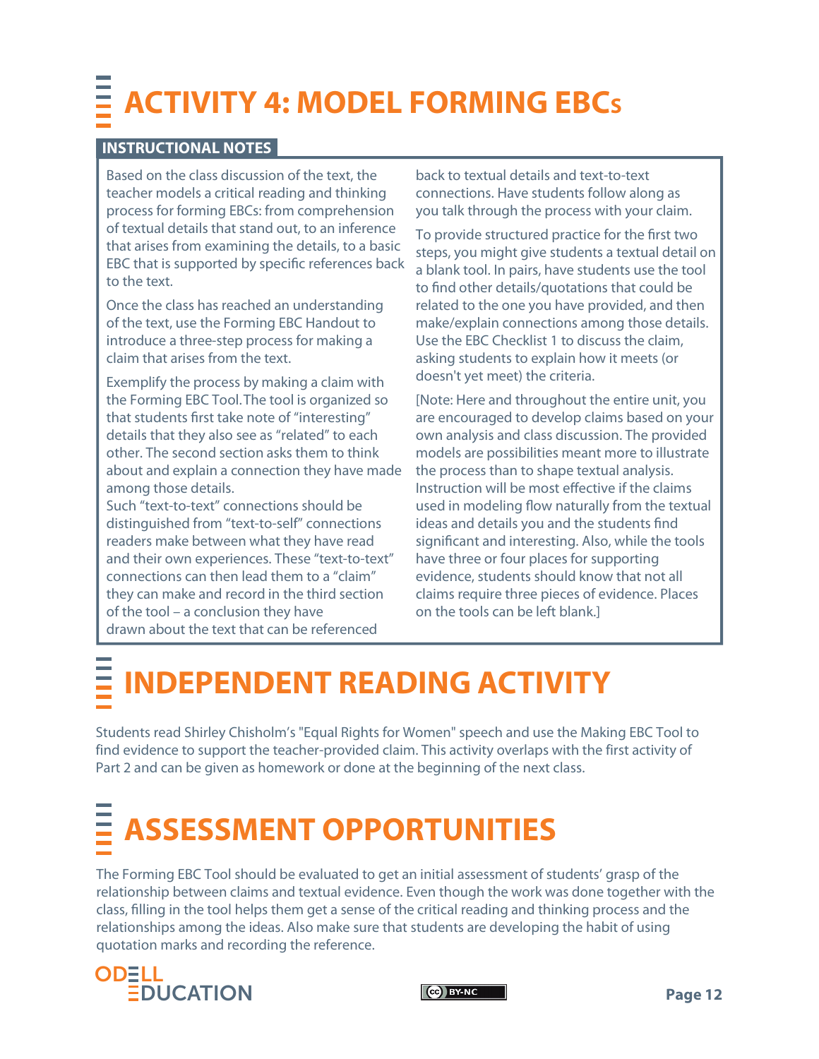# ACTIVITY 4: MODEL FORMING EBCs

## INSTRUCTIONAL NOTES

Based on the class discussion of the text, the teacher models a critical reading and thinking process for forming EBCs: from comprehension of textual details that stand out, to an inference that arises from examining the details, to a basic EBC that is supported by specific references back to the text.

Once the class has reached an understanding of the text, use the Forming EBC Handout to introduce a three-step process for making a claim that arises from the text.

Exemplify the process by making a claim with the Forming EBC Tool. The tool is organized so that students first take note of "interesting" details that they also see as "related" to each other. The second section asks them to think about and explain a connection they have made among those details.
Such "text-to-text" connections should be distinguished from "text-to-self" connections readers make between what they have read and their own experiences. These "text-to-text" connections can then lead them to a "claim" they can make and record in the third section of the tool – a conclusion they have drawn about the text that can be referenced back to textual details and text-to-text connections. Have students follow along as you talk through the process with your claim.

To provide structured practice for the first two steps, you might give students a textual detail on a blank tool. In pairs, have students use the tool to find other details/quotations that could be related to the one you have provided, and then make/explain connections among those details. Use the EBC Checklist 1 to discuss the claim, asking students to explain how it meets (or doesn't yet meet) the criteria.

[Note: Here and throughout the entire unit, you are encouraged to develop claims based on your own analysis and class discussion. The provided models are possibilities meant more to illustrate the process than to shape textual analysis. Instruction will be most effective if the claims used in modeling flow naturally from the textual ideas and details you and the students find significant and interesting. Also, while the tools have three or four places for supporting evidence, students should know that not all claims require three pieces of evidence. Places on the tools can be left blank.]

# INDEPENDENT READING ACTIVITY

Students read Shirley Chisholm's "Equal Rights for Women" speech and use the Making EBC Tool to find evidence to support the teacher-provided claim. This activity overlaps with the first activity of Part 2 and can be given as homework or done at the beginning of the next class.

# ASSESSMENT OPPORTUNITIES

The Forming EBC Tool should be evaluated to get an initial assessment of students' grasp of the relationship between claims and textual evidence. Even though the work was done together with the class, filling in the tool helps them get a sense of the critical reading and thinking process and the relationships among the ideas. Also make sure that students are developing the habit of using quotation marks and recording the reference.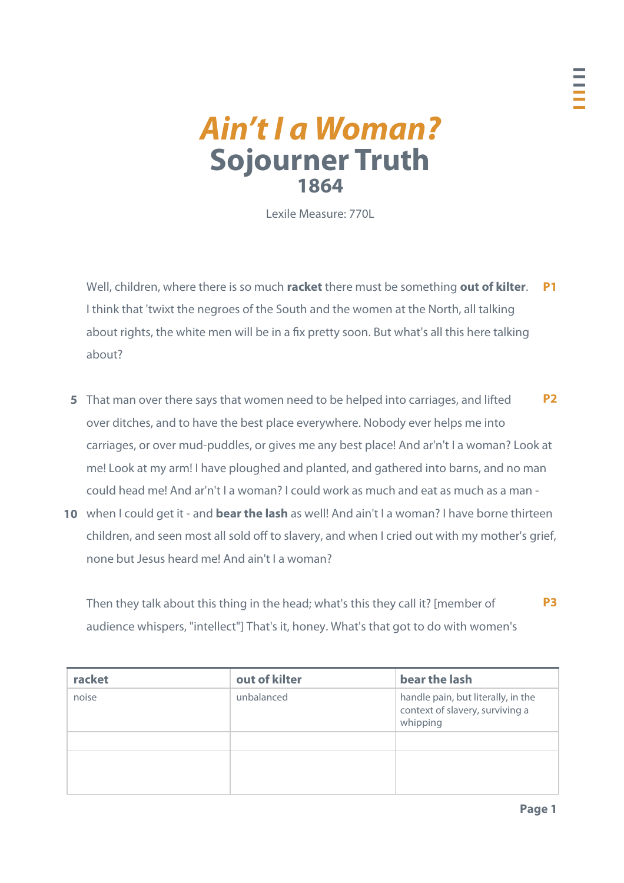# *Ain't I a Woman?*

## Sojourner Truth

### 1864

Lexile Measure: 770L

Well, children, where there is so much **racket** there must be something **out of kilter**. I think that 'twixt the negroes of the South and the women at the North, all talking about rights, the white men will be in a fix pretty soon. But what's all this here talking about? **P1**

That man over there says that women need to be helped into carriages, and lifted over ditches, and to have the best place everywhere. Nobody ever helps me into carriages, or over mud-puddles, or gives me any best place! And ar'n't I a woman? Look at me! Look at my arm! I have ploughed and planted, and gathered into barns, and no man could head me! And ar'n't I a woman? I could work as much and eat as much as a man - when I could get it - and **bear the lash** as well! And ain't I a woman? I have borne thirteen children, and seen most all sold off to slavery, and when I cried out with my mother's grief, none but Jesus heard me! And ain't I a woman? **P2**

Then they talk about this thing in the head; what's this they call it? [member of audience whispers, "intellect"] That's it, honey. What's that got to do with women's **P3**

| racket | out of kilter | bear the lash |
|---|---|---|
| noise | unbalanced | handle pain, but literally, in the context of slavery, surviving a whipping |
| | | |
| | | |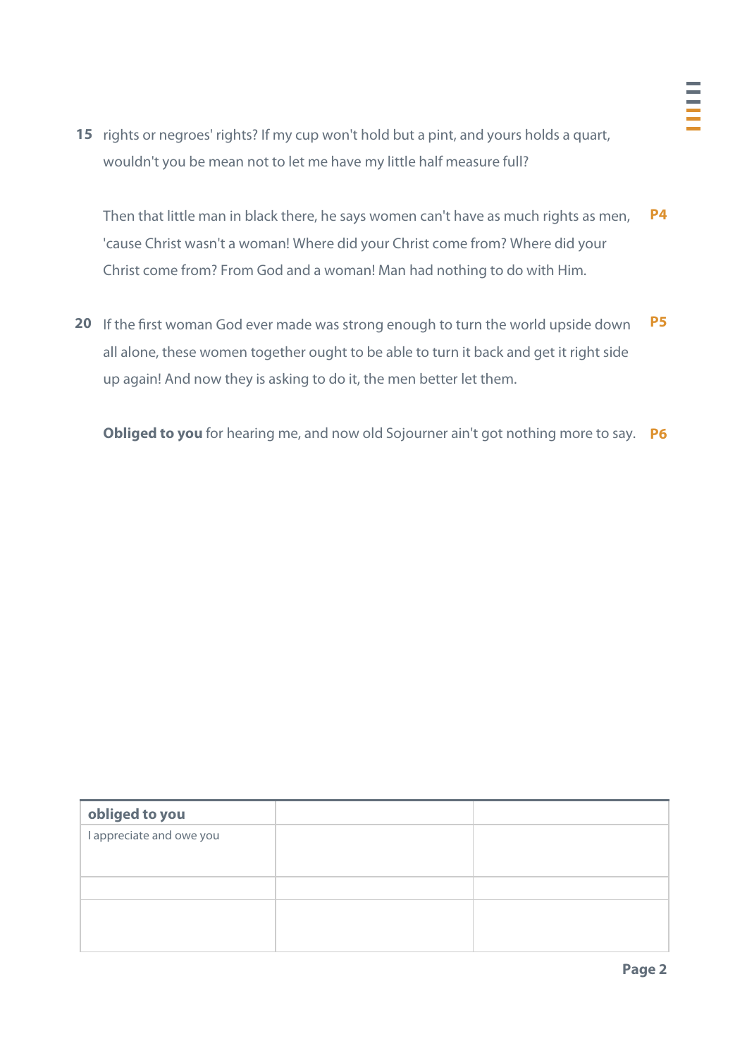15 rights or negroes' rights? If my cup won't hold but a pint, and yours holds a quart, wouldn't you be mean not to let me have my little half measure full?

Then that little man in black there, he says women can't have as much rights as men, 'cause Christ wasn't a woman! Where did your Christ come from? Where did your Christ come from? From God and a woman! Man had nothing to do with Him. **P4**

20 If the first woman God ever made was strong enough to turn the world upside down all alone, these women together ought to be able to turn it back and get it right side up again! And now they is asking to do it, the men better let them. **P5**

**Obliged to you** for hearing me, and now old Sojourner ain't got nothing more to say. **P6**

| **obliged to you** | | |
|---|---|---|
| I appreciate and owe you | | |
| | | |
| | | |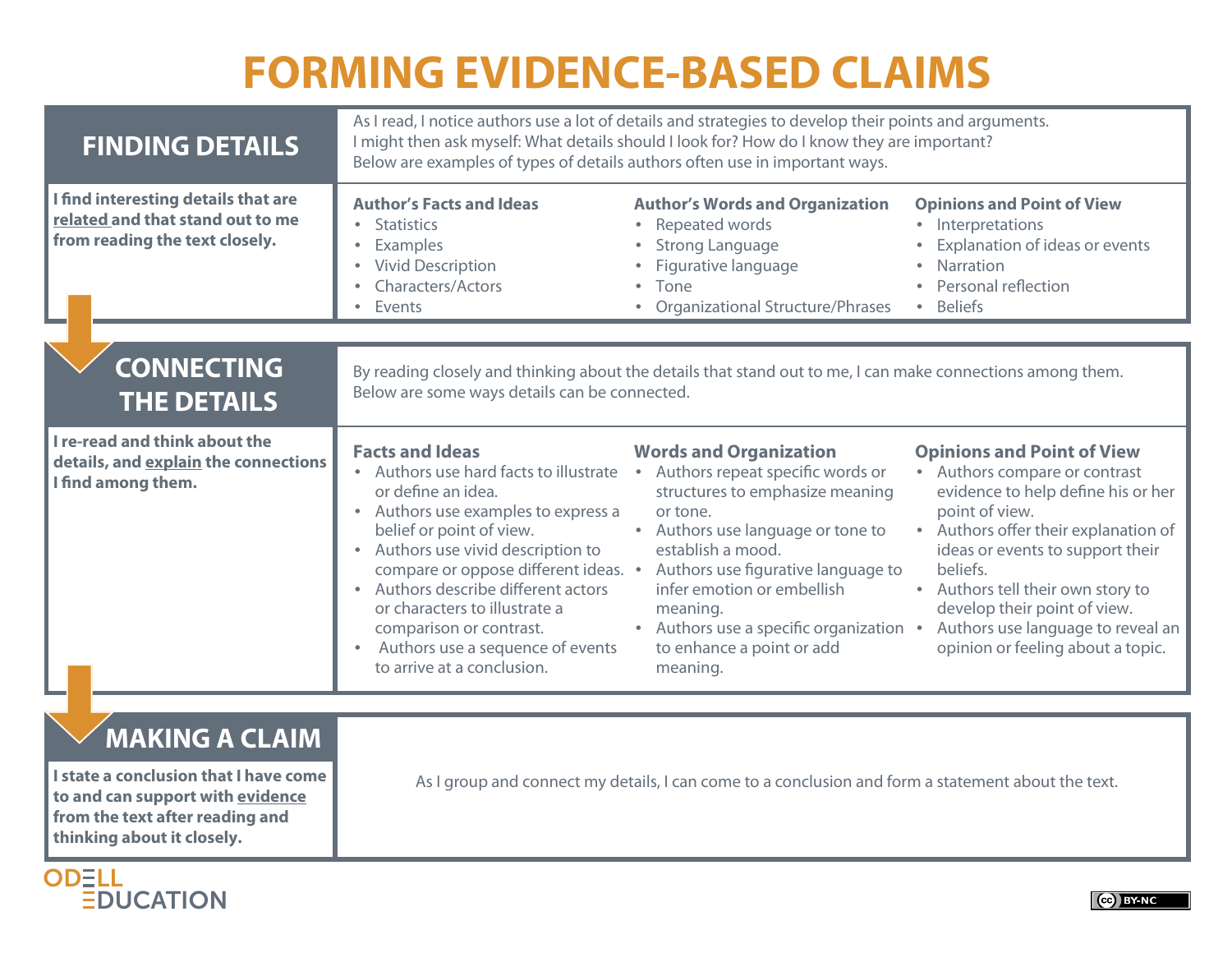# FORMING EVIDENCE-BASED CLAIMS

## FINDING DETAILS

**I find interesting details that are related and that stand out to me from reading the text closely.**

As I read, I notice authors use a lot of details and strategies to develop their points and arguments. I might then ask myself: What details should I look for? How do I know they are important? Below are examples of types of details authors often use in important ways.

**Author's Facts and Ideas**
- Statistics
- Examples
- Vivid Description
- Characters/Actors
- Events

**Author's Words and Organization**
- Repeated words
- Strong Language
- Figurative language
- Tone
- Organizational Structure/Phrases

**Opinions and Point of View**
- Interpretations
- Explanation of ideas or events
- Narration
- Personal reflection
- Beliefs

## CONNECTING THE DETAILS

**I re-read and think about the details, and explain the connections I find among them.**

By reading closely and thinking about the details that stand out to me, I can make connections among them. Below are some ways details can be connected.

**Facts and Ideas**
- Authors use hard facts to illustrate or define an idea.
- Authors use examples to express a belief or point of view.
- Authors use vivid description to compare or oppose different ideas.
- Authors describe different actors or characters to illustrate a comparison or contrast.
- Authors use a sequence of events to arrive at a conclusion.

**Words and Organization**
- Authors repeat specific words or structures to emphasize meaning or tone.
- Authors use language or tone to establish a mood.
- Authors use figurative language to infer emotion or embellish meaning.
- Authors use a specific organization to enhance a point or add meaning.

**Opinions and Point of View**
- Authors compare or contrast evidence to help define his or her point of view.
- Authors offer their explanation of ideas or events to support their beliefs.
- Authors tell their own story to develop their point of view.
- Authors use language to reveal an opinion or feeling about a topic.

## MAKING A CLAIM

**I state a conclusion that I have come to and can support with evidence from the text after reading and thinking about it closely.**

As I group and connect my details, I can come to a conclusion and form a statement about the text.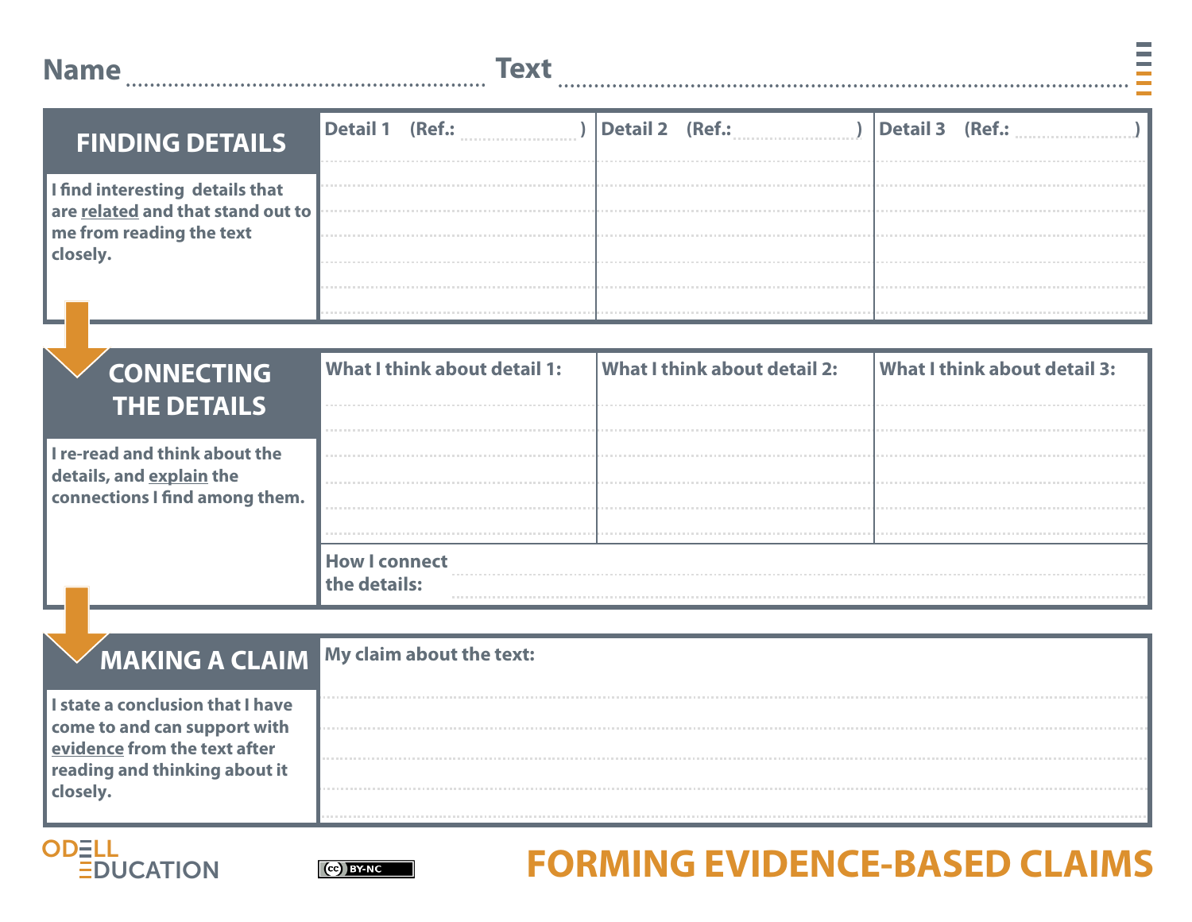Name ........................................ Text ........................................

| FINDING DETAILS | | | |
|---|---|---|---|
| I find interesting details that are related and that stand out to me from reading the text closely. | Detail 1 (Ref.: ) | Detail 2 (Ref.: ) | Detail 3 (Ref.: ) |

| CONNECTING THE DETAILS | | | |
|---|---|---|---|
| I re-read and think about the details, and explain the connections I find among them. | What I think about detail 1: | What I think about detail 2: | What I think about detail 3: |
| | How I connect the details: | | |

| MAKING A CLAIM | |
|---|---|
| I state a conclusion that I have come to and can support with evidence from the text after reading and thinking about it closely. | My claim about the text: |

ODELL EDUCATION

CC BY-NC

# FORMING EVIDENCE-BASED CLAIMS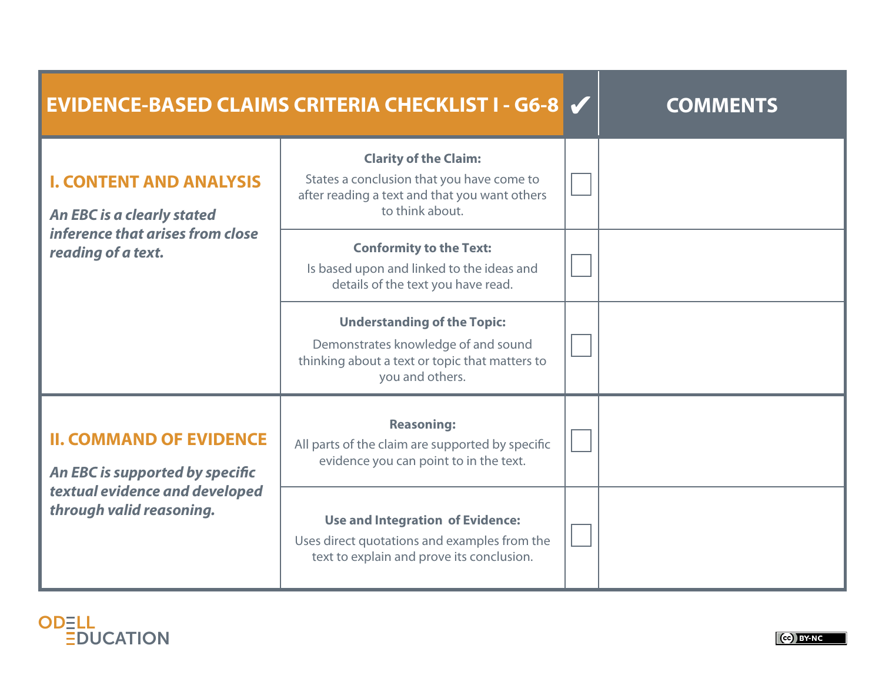| EVIDENCE-BASED CLAIMS CRITERIA CHECKLIST I - G6-8 | | ✔ | COMMENTS |
|---|---|---|---|
| **I. CONTENT AND ANALYSIS**<br>*An EBC is a clearly stated inference that arises from close reading of a text.* | **Clarity of the Claim:**<br>States a conclusion that you have come to after reading a text and that you want others to think about. | ☐ | |
| | **Conformity to the Text:**<br>Is based upon and linked to the ideas and details of the text you have read. | ☐ | |
| | **Understanding of the Topic:**<br>Demonstrates knowledge of and sound thinking about a text or topic that matters to you and others. | ☐ | |
| **II. COMMAND OF EVIDENCE**<br>*An EBC is supported by specific textual evidence and developed through valid reasoning.* | **Reasoning:**<br>All parts of the claim are supported by specific evidence you can point to in the text. | ☐ | |
| | **Use and Integration of Evidence:**<br>Uses direct quotations and examples from the text to explain and prove its conclusion. | ☐ | |

ODELL EDUCATION

(cc) BY-NC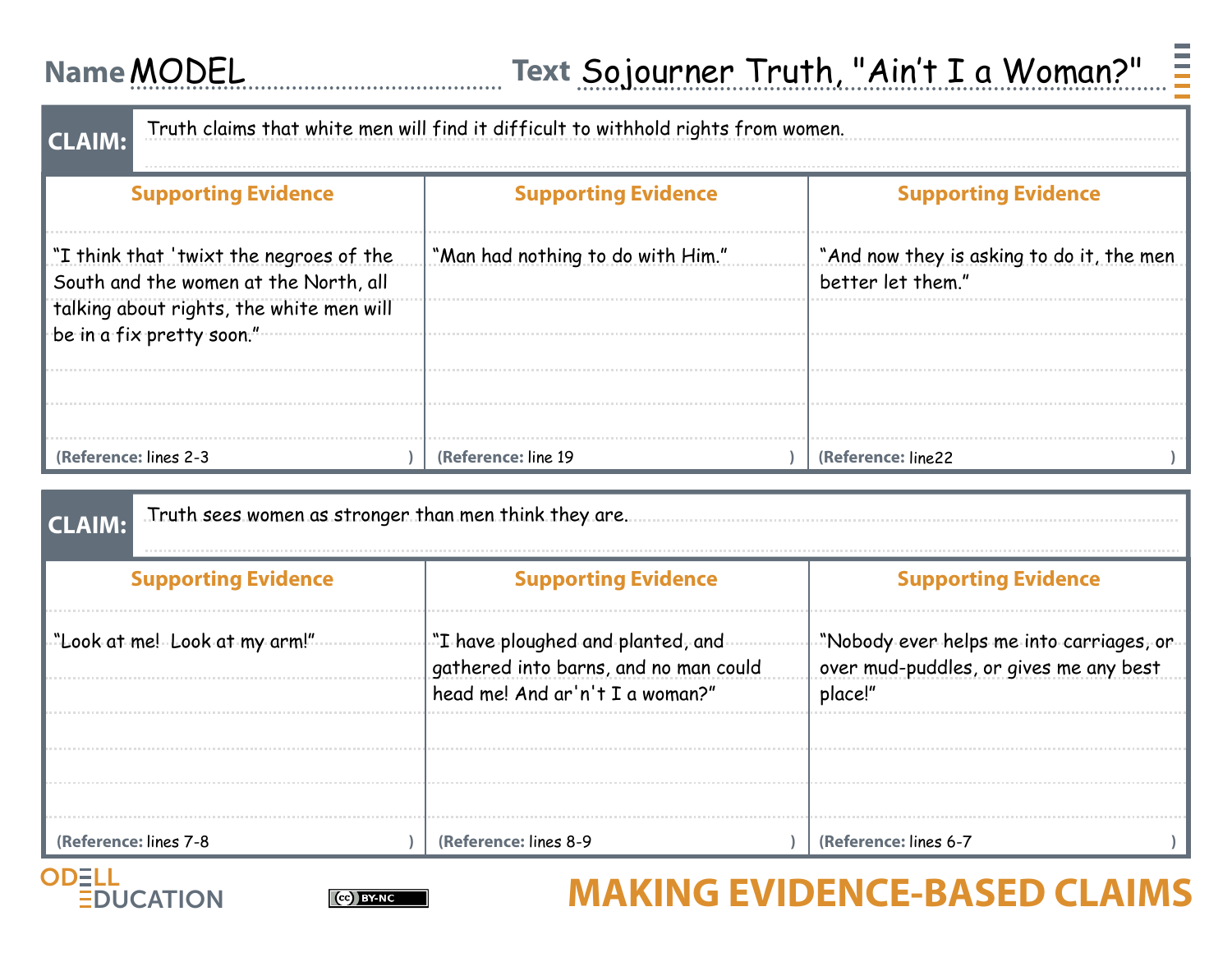**Name** MODEL **Text** Sojourner Truth, "Ain't I a Woman?"

**CLAIM:** Truth claims that white men will find it difficult to withhold rights from women.

| Supporting Evidence | Supporting Evidence | Supporting Evidence |
| --- | --- | --- |
| "I think that 'twixt the negroes of the South and the women at the North, all talking about rights, the white men will be in a fix pretty soon." | "Man had nothing to do with Him." | "And now they is asking to do it, the men better let them." |
| (Reference: lines 2-3) | (Reference: line 19) | (Reference: line22) |

**CLAIM:** Truth sees women as stronger than men think they are.

| Supporting Evidence | Supporting Evidence | Supporting Evidence |
| --- | --- | --- |
| "Look at me! Look at my arm!" | "I have ploughed and planted, and gathered into barns, and no man could head me! And ar'n't I a woman?" | "Nobody ever helps me into carriages, or over mud-puddles, or gives me any best place!" |
| (Reference: lines 7-8) | (Reference: lines 8-9) | (Reference: lines 6-7) |

ODELL EDUCATION

MAKING EVIDENCE-BASED CLAIMS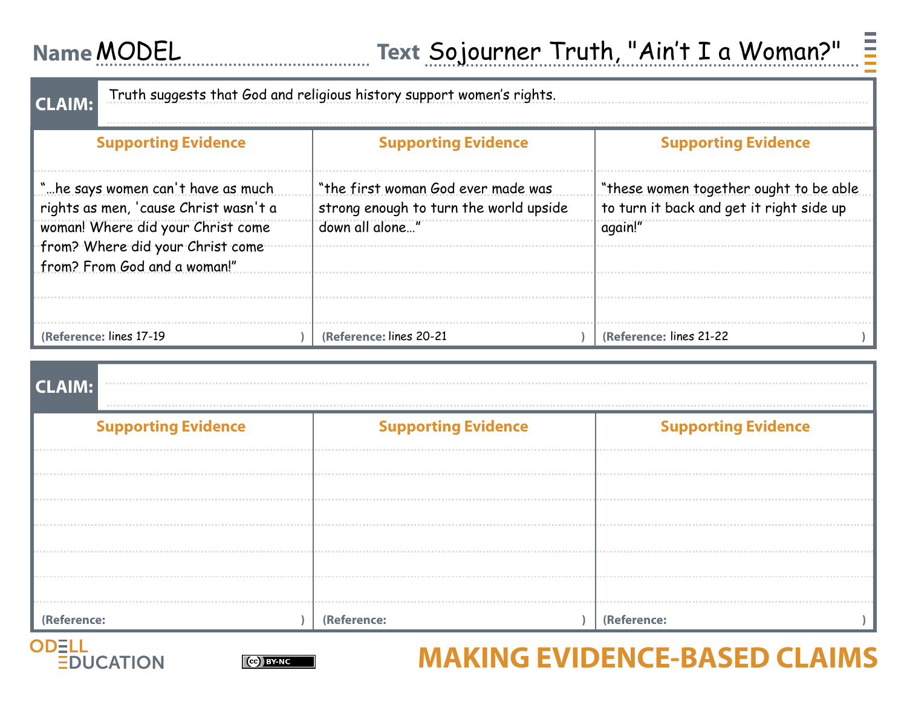**Name** MODEL

**Text** Sojourner Truth, "Ain't I a Woman?"

| **CLAIM:** Truth suggests that God and religious history support women's rights. | | |
|---|---|---|
| **Supporting Evidence** | **Supporting Evidence** | **Supporting Evidence** |
| "…he says women can't have as much rights as men, 'cause Christ wasn't a woman! Where did your Christ come from? Where did your Christ come from? From God and a woman!" | "the first woman God ever made was strong enough to turn the world upside down all alone…" | "these women together ought to be able to turn it back and get it right side up again!" |
| (Reference: lines 17-19) | (Reference: lines 20-21) | (Reference: lines 21-22) |

| **CLAIM:** | | |
|---|---|---|
| **Supporting Evidence** | **Supporting Evidence** | **Supporting Evidence** |
| | | |
| (Reference: ) | (Reference: ) | (Reference: ) |

ODELL EDUCATION

MAKING EVIDENCE-BASED CLAIMS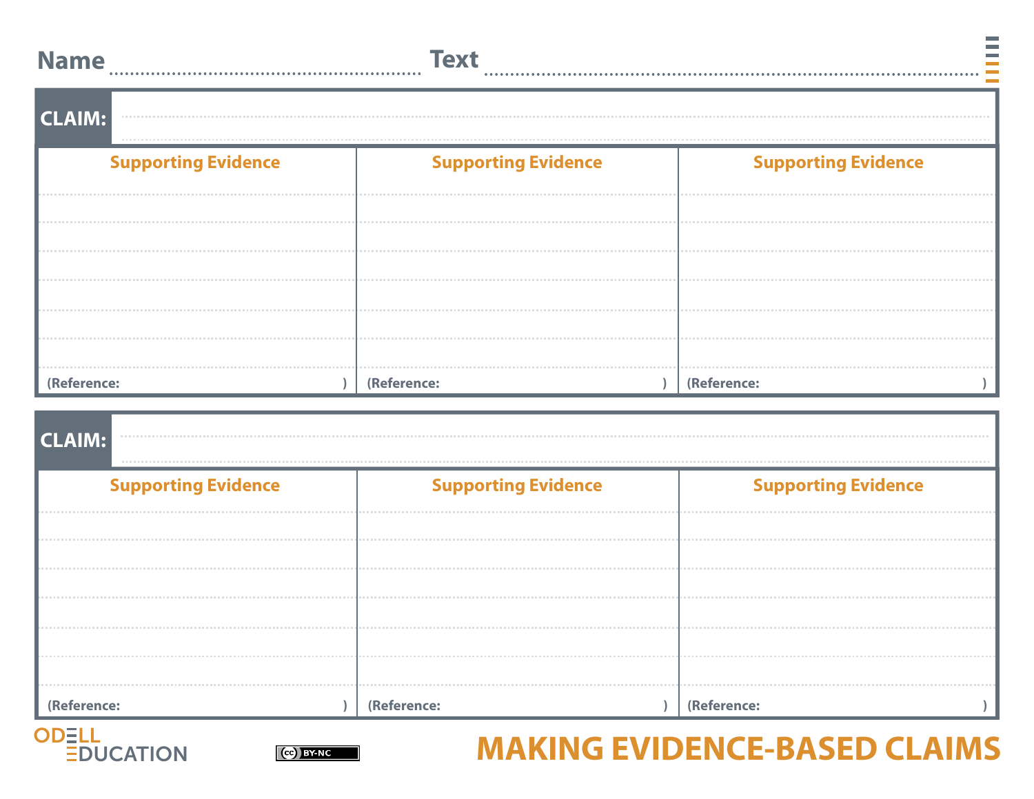Name ........................................................ Text ..................................................................................................

| CLAIM: | | |
|---|---|---|
| **Supporting Evidence** | **Supporting Evidence** | **Supporting Evidence** |
| (Reference: ) | (Reference: ) | (Reference: ) |

| CLAIM: | | |
|---|---|---|
| **Supporting Evidence** | **Supporting Evidence** | **Supporting Evidence** |
| (Reference: ) | (Reference: ) | (Reference: ) |

ODELL EDUCATION

BY-NC

# MAKING EVIDENCE-BASED CLAIMS